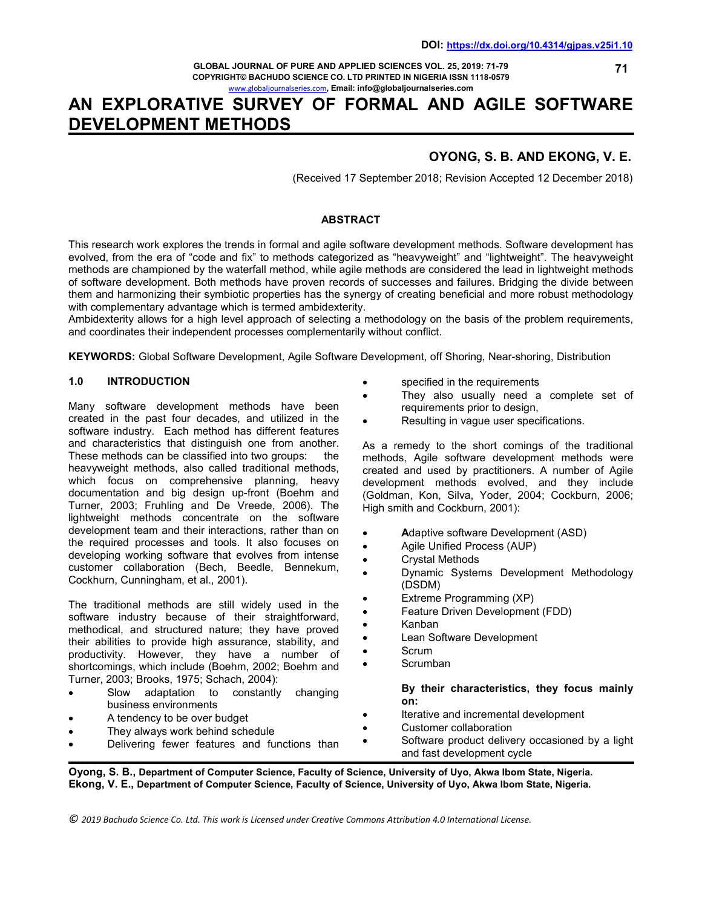DOI: https://dx.doi.org/10.4314/gjpas.v25i1.10

# AN EXPLORATIVE SURVEY OF FORMAL AND AGILE SOFTWARE DEVELOPMENT METHODS

**OYONG, S. B. AND EKONG, V. E.**

(Received 17 September 2018; Revision Accepted 12 December 2018)

## ABSTRACT

This research work explores the trends in formal and agile software development methods. Software development has evolved, from the era of "code and fix" to methods categorized as "heavyweight" and "lightweight". The heavyweight methods are championed by the waterfall method, while agile methods are considered the lead in lightweight methods of software development. Both methods have proven records of successes and failures. Bridging the divide between them and harmonizing their symbiotic properties has the synergy of creating beneficial and more robust methodology with complementary advantage which is termed ambidexterity.
Ambidexterity allows for a high level approach of selecting a methodology on the basis of the problem requirements, and coordinates their independent processes complementarily without conflict.

**KEYWORDS:** Global Software Development, Agile Software Development, off Shoring, Near-shoring, Distribution

## 1.0 INTRODUCTION

Many software development methods have been created in the past four decades, and utilized in the software industry. Each method has different features and characteristics that distinguish one from another. These methods can be classified into two groups: the heavyweight methods, also called traditional methods, which focus on comprehensive planning, heavy documentation and big design up-front (Boehm and Turner, 2003; Fruhling and De Vreede, 2006). The lightweight methods concentrate on the software development team and their interactions, rather than on the required processes and tools. It also focuses on developing working software that evolves from intense customer collaboration (Bech, Beedle, Bennekum, Cockhurn, Cunningham, et al., 2001).

The traditional methods are still widely used in the software industry because of their straightforward, methodical, and structured nature; they have proved their abilities to provide high assurance, stability, and productivity. However, they have a number of shortcomings, which include (Boehm, 2002; Boehm and Turner, 2003; Brooks, 1975; Schach, 2004):

- Slow adaptation to constantly changing business environments
- A tendency to be over budget
- They always work behind schedule
- Delivering fewer features and functions than specified in the requirements
- They also usually need a complete set of requirements prior to design,
- Resulting in vague user specifications.

As a remedy to the short comings of the traditional methods, Agile software development methods were created and used by practitioners. A number of Agile development methods evolved, and they include (Goldman, Kon, Silva, Yoder, 2004; Cockburn, 2006; High smith and Cockburn, 2001):

- **A**daptive software Development (ASD)
- Agile Unified Process (AUP)
- Crystal Methods
- Dynamic Systems Development Methodology (DSDM)
- Extreme Programming (XP)
- Feature Driven Development (FDD)
- Kanban
- Lean Software Development
- Scrum
- Scrumban

**By their characteristics, they focus mainly on:**

- Iterative and incremental development
- Customer collaboration
- Software product delivery occasioned by a light and fast development cycle

**Oyong, S. B., Department of Computer Science, Faculty of Science, University of Uyo, Akwa Ibom State, Nigeria.**
**Ekong, V. E., Department of Computer Science, Faculty of Science, University of Uyo, Akwa Ibom State, Nigeria.**

*© 2019 Bachudo Science Co. Ltd. This work is Licensed under Creative Commons Attribution 4.0 International License.*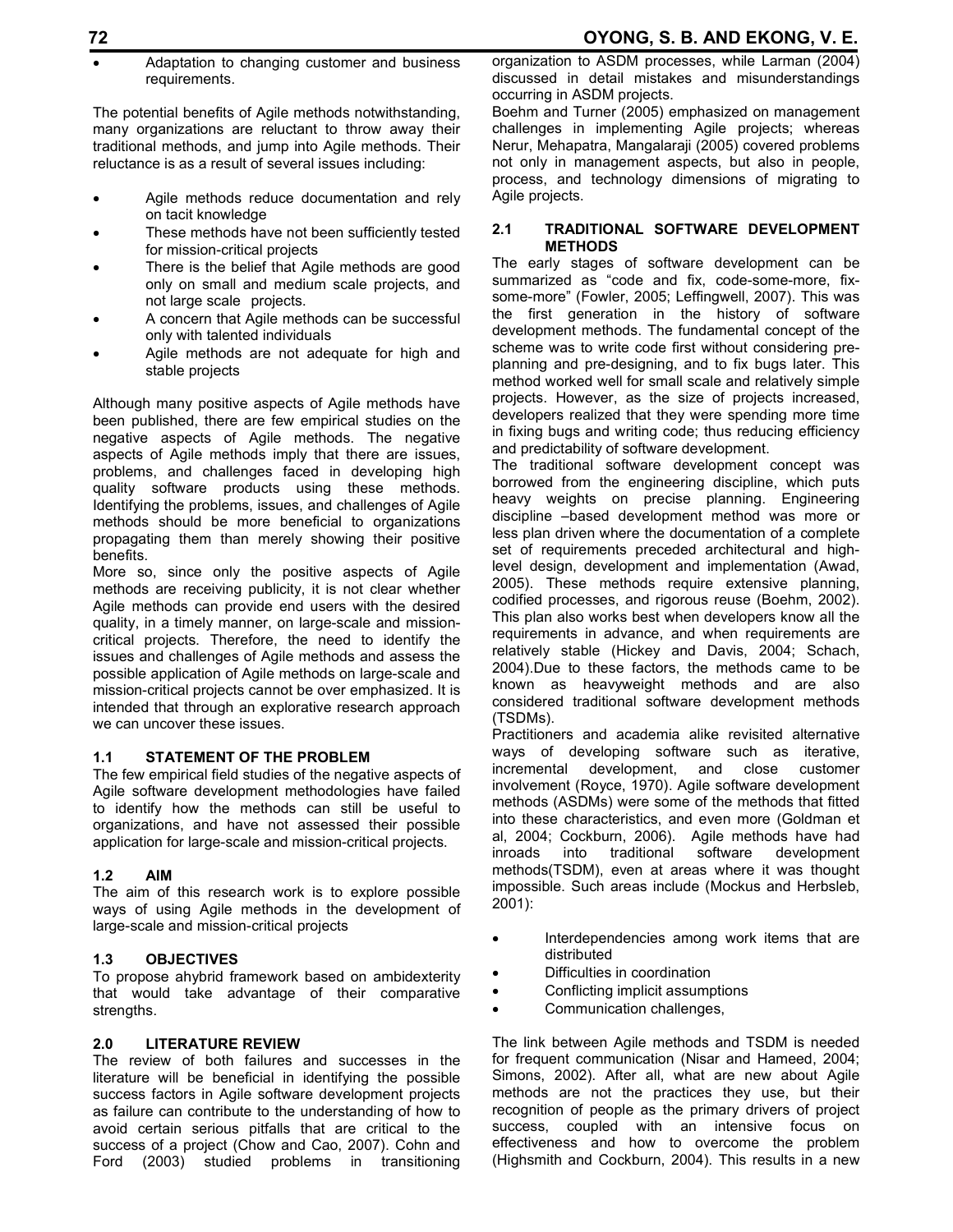- Adaptation to changing customer and business requirements.

The potential benefits of Agile methods notwithstanding, many organizations are reluctant to throw away their traditional methods, and jump into Agile methods. Their reluctance is as a result of several issues including:

- Agile methods reduce documentation and rely on tacit knowledge
- These methods have not been sufficiently tested for mission-critical projects
- There is the belief that Agile methods are good only on small and medium scale projects, and not large scale projects.
- A concern that Agile methods can be successful only with talented individuals
- Agile methods are not adequate for high and stable projects

Although many positive aspects of Agile methods have been published, there are few empirical studies on the negative aspects of Agile methods. The negative aspects of Agile methods imply that there are issues, problems, and challenges faced in developing high quality software products using these methods. Identifying the problems, issues, and challenges of Agile methods should be more beneficial to organizations propagating them than merely showing their positive benefits.

More so, since only the positive aspects of Agile methods are receiving publicity, it is not clear whether Agile methods can provide end users with the desired quality, in a timely manner, on large-scale and mission-critical projects. Therefore, the need to identify the issues and challenges of Agile methods and assess the possible application of Agile methods on large-scale and mission-critical projects cannot be over emphasized. It is intended that through an explorative research approach we can uncover these issues.

## 1.1 STATEMENT OF THE PROBLEM

The few empirical field studies of the negative aspects of Agile software development methodologies have failed to identify how the methods can still be useful to organizations, and have not assessed their possible application for large-scale and mission-critical projects.

## 1.2 AIM

The aim of this research work is to explore possible ways of using Agile methods in the development of large-scale and mission-critical projects

## 1.3 OBJECTIVES

To propose ahybrid framework based on ambidexterity that would take advantage of their comparative strengths.

## 2.0 LITERATURE REVIEW

The review of both failures and successes in the literature will be beneficial in identifying the possible success factors in Agile software development projects as failure can contribute to the understanding of how to avoid certain serious pitfalls that are critical to the success of a project (Chow and Cao, 2007). Cohn and Ford (2003) studied problems in transitioning organization to ASDM processes, while Larman (2004) discussed in detail mistakes and misunderstandings occurring in ASDM projects.

Boehm and Turner (2005) emphasized on management challenges in implementing Agile projects; whereas Nerur, Mehapatra, Mangalaraji (2005) covered problems not only in management aspects, but also in people, process, and technology dimensions of migrating to Agile projects.

## 2.1 TRADITIONAL SOFTWARE DEVELOPMENT METHODS

The early stages of software development can be summarized as "code and fix, code-some-more, fix-some-more" (Fowler, 2005; Leffingwell, 2007). This was the first generation in the history of software development methods. The fundamental concept of the scheme was to write code first without considering pre-planning and pre-designing, and to fix bugs later. This method worked well for small scale and relatively simple projects. However, as the size of projects increased, developers realized that they were spending more time in fixing bugs and writing code; thus reducing efficiency and predictability of software development.

The traditional software development concept was borrowed from the engineering discipline, which puts heavy weights on precise planning. Engineering discipline –based development method was more or less plan driven where the documentation of a complete set of requirements preceded architectural and high-level design, development and implementation (Awad, 2005). These methods require extensive planning, codified processes, and rigorous reuse (Boehm, 2002). This plan also works best when developers know all the requirements in advance, and when requirements are relatively stable (Hickey and Davis, 2004; Schach, 2004).Due to these factors, the methods came to be known as heavyweight methods and are also considered traditional software development methods (TSDMs).

Practitioners and academia alike revisited alternative ways of developing software such as iterative, incremental development, and close customer involvement (Royce, 1970). Agile software development methods (ASDMs) were some of the methods that fitted into these characteristics, and even more (Goldman et al, 2004; Cockburn, 2006). Agile methods have had inroads into traditional software development methods(TSDM), even at areas where it was thought impossible. Such areas include (Mockus and Herbsleb, 2001):

- Interdependencies among work items that are distributed
- Difficulties in coordination
- Conflicting implicit assumptions
- Communication challenges,

The link between Agile methods and TSDM is needed for frequent communication (Nisar and Hameed, 2004; Simons, 2002). After all, what are new about Agile methods are not the practices they use, but their recognition of people as the primary drivers of project success, coupled with an intensive focus on effectiveness and how to overcome the problem (Highsmith and Cockburn, 2004). This results in a new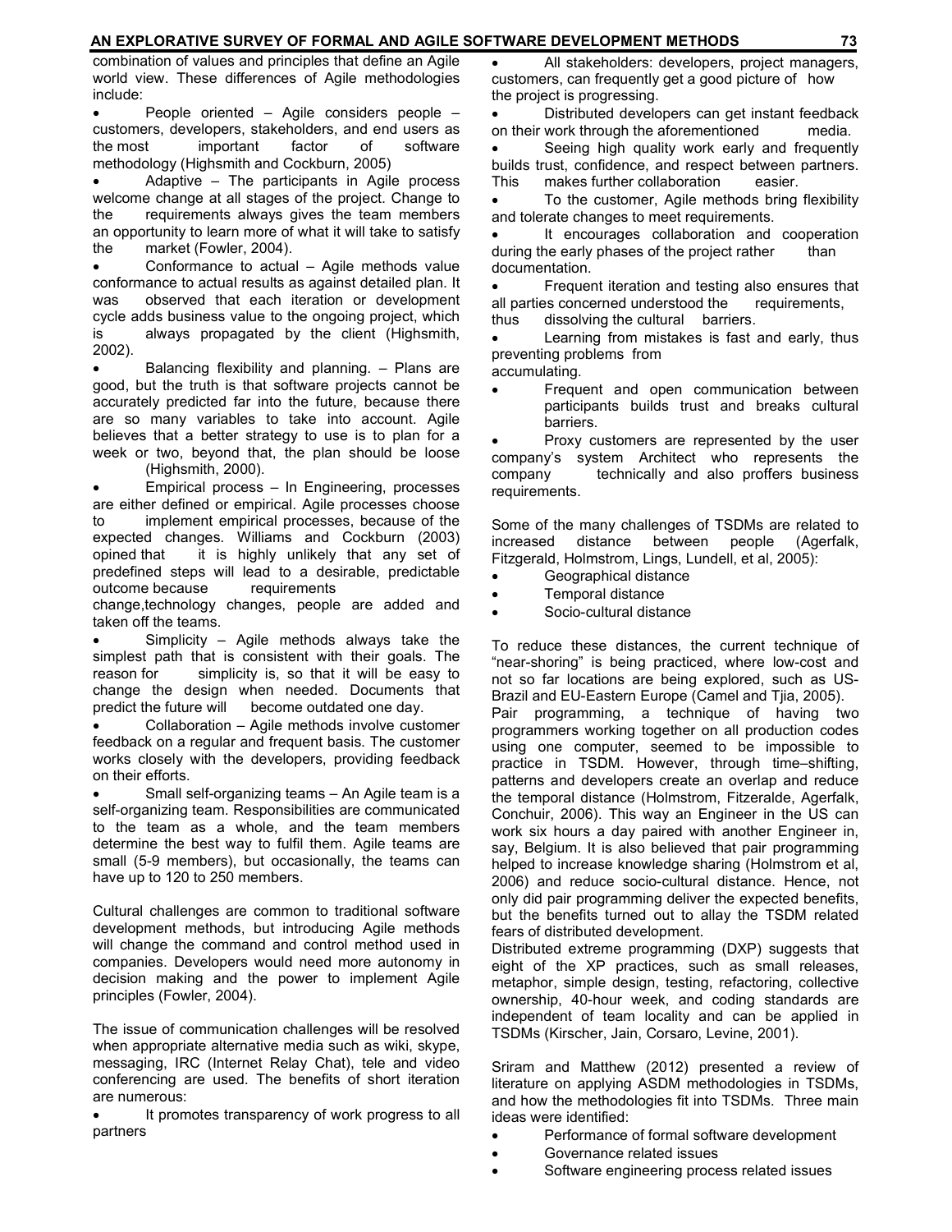combination of values and principles that define an Agile world view. These differences of Agile methodologies include:

- People oriented – Agile considers people – customers, developers, stakeholders, and end users as the most important factor of software methodology (Highsmith and Cockburn, 2005)
- Adaptive – The participants in Agile process welcome change at all stages of the project. Change to the requirements always gives the team members an opportunity to learn more of what it will take to satisfy the market (Fowler, 2004).
- Conformance to actual – Agile methods value conformance to actual results as against detailed plan. It was observed that each iteration or development cycle adds business value to the ongoing project, which is always propagated by the client (Highsmith, 2002).
- Balancing flexibility and planning. – Plans are good, but the truth is that software projects cannot be accurately predicted far into the future, because there are so many variables to take into account. Agile believes that a better strategy to use is to plan for a week or two, beyond that, the plan should be loose (Highsmith, 2000).
- Empirical process – In Engineering, processes are either defined or empirical. Agile processes choose to implement empirical processes, because of the expected changes. Williams and Cockburn (2003) opined that it is highly unlikely that any set of predefined steps will lead to a desirable, predictable outcome because requirements change,technology changes, people are added and taken off the teams.
- Simplicity – Agile methods always take the simplest path that is consistent with their goals. The reason for simplicity is, so that it will be easy to change the design when needed. Documents that predict the future will become outdated one day.
- Collaboration – Agile methods involve customer feedback on a regular and frequent basis. The customer works closely with the developers, providing feedback on their efforts.
- Small self-organizing teams – An Agile team is a self-organizing team. Responsibilities are communicated to the team as a whole, and the team members determine the best way to fulfil them. Agile teams are small (5-9 members), but occasionally, the teams can have up to 120 to 250 members.

Cultural challenges are common to traditional software development methods, but introducing Agile methods will change the command and control method used in companies. Developers would need more autonomy in decision making and the power to implement Agile principles (Fowler, 2004).

The issue of communication challenges will be resolved when appropriate alternative media such as wiki, skype, messaging, IRC (Internet Relay Chat), tele and video conferencing are used. The benefits of short iteration are numerous:

- It promotes transparency of work progress to all partners
- All stakeholders: developers, project managers, customers, can frequently get a good picture of how the project is progressing.
- Distributed developers can get instant feedback on their work through the aforementioned media.
- Seeing high quality work early and frequently builds trust, confidence, and respect between partners. This makes further collaboration easier.
- To the customer, Agile methods bring flexibility and tolerate changes to meet requirements.
- It encourages collaboration and cooperation during the early phases of the project rather than documentation.
- Frequent iteration and testing also ensures that all parties concerned understood the requirements, thus dissolving the cultural barriers.
- Learning from mistakes is fast and early, thus preventing problems from accumulating.
- Frequent and open communication between participants builds trust and breaks cultural barriers.
- Proxy customers are represented by the user company's system Architect who represents the company technically and also proffers business requirements.

Some of the many challenges of TSDMs are related to increased distance between people (Agerfalk, Fitzgerald, Holmstrom, Lings, Lundell, et al, 2005):

- Geographical distance
- Temporal distance
- Socio-cultural distance

To reduce these distances, the current technique of "near-shoring" is being practiced, where low-cost and not so far locations are being explored, such as US-Brazil and EU-Eastern Europe (Camel and Tjia, 2005).

Pair programming, a technique of having two programmers working together on all production codes using one computer, seemed to be impossible to practice in TSDM. However, through time–shifting, patterns and developers create an overlap and reduce the temporal distance (Holmstrom, Fitzeralde, Agerfalk, Conchuir, 2006). This way an Engineer in the US can work six hours a day paired with another Engineer in, say, Belgium. It is also believed that pair programming helped to increase knowledge sharing (Holmstrom et al, 2006) and reduce socio-cultural distance. Hence, not only did pair programming deliver the expected benefits, but the benefits turned out to allay the TSDM related fears of distributed development.

Distributed extreme programming (DXP) suggests that eight of the XP practices, such as small releases, metaphor, simple design, testing, refactoring, collective ownership, 40-hour week, and coding standards are independent of team locality and can be applied in TSDMs (Kirscher, Jain, Corsaro, Levine, 2001).

Sriram and Matthew (2012) presented a review of literature on applying ASDM methodologies in TSDMs, and how the methodologies fit into TSDMs. Three main ideas were identified:

- Performance of formal software development
- Governance related issues
- Software engineering process related issues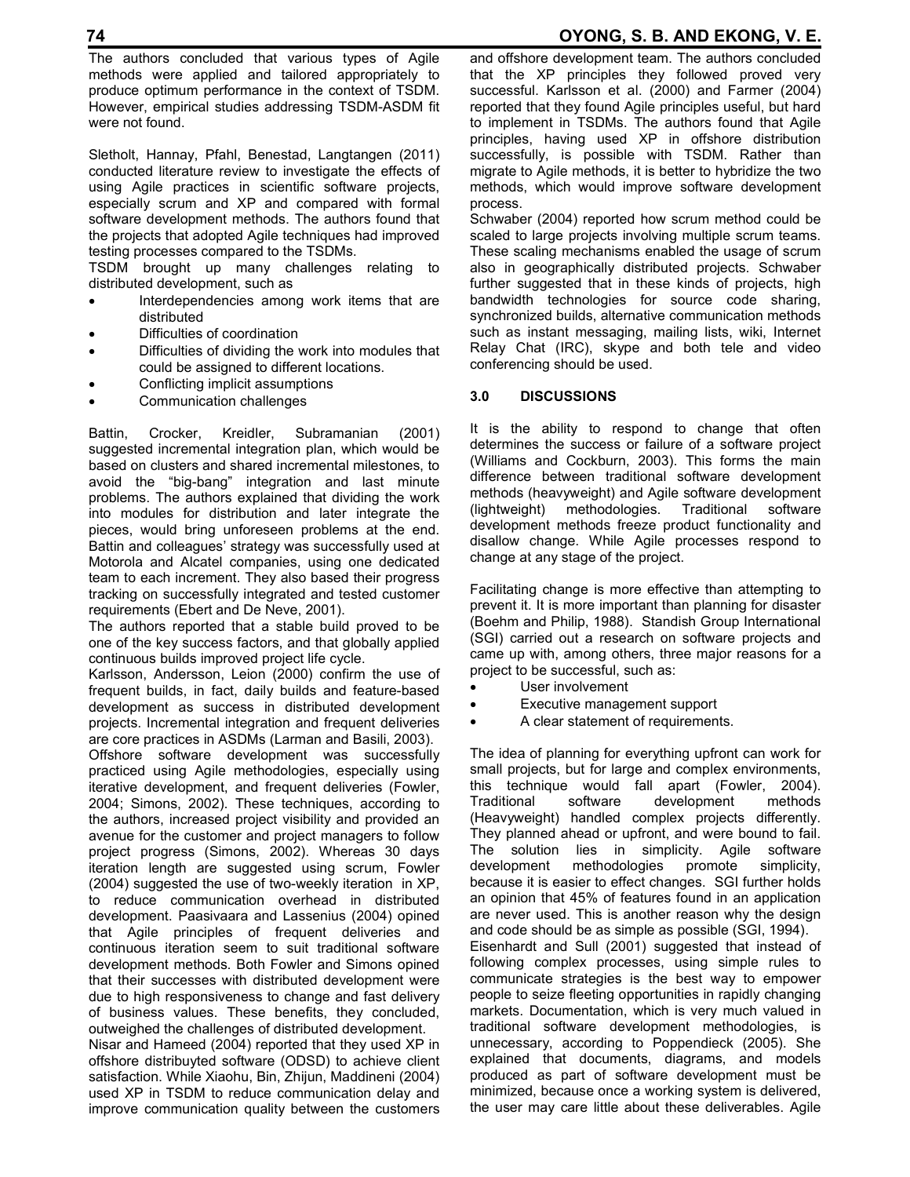The authors concluded that various types of Agile methods were applied and tailored appropriately to produce optimum performance in the context of TSDM. However, empirical studies addressing TSDM-ASDM fit were not found.

Sletholt, Hannay, Pfahl, Benestad, Langtangen (2011) conducted literature review to investigate the effects of using Agile practices in scientific software projects, especially scrum and XP and compared with formal software development methods. The authors found that the projects that adopted Agile techniques had improved testing processes compared to the TSDMs.

TSDM brought up many challenges relating to distributed development, such as

- Interdependencies among work items that are distributed
- Difficulties of coordination
- Difficulties of dividing the work into modules that could be assigned to different locations.
- Conflicting implicit assumptions
- Communication challenges

Battin, Crocker, Kreidler, Subramanian (2001) suggested incremental integration plan, which would be based on clusters and shared incremental milestones, to avoid the "big-bang" integration and last minute problems. The authors explained that dividing the work into modules for distribution and later integrate the pieces, would bring unforeseen problems at the end. Battin and colleagues' strategy was successfully used at Motorola and Alcatel companies, using one dedicated team to each increment. They also based their progress tracking on successfully integrated and tested customer requirements (Ebert and De Neve, 2001).

The authors reported that a stable build proved to be one of the key success factors, and that globally applied continuous builds improved project life cycle.

Karlsson, Andersson, Leion (2000) confirm the use of frequent builds, in fact, daily builds and feature-based development as success in distributed development projects. Incremental integration and frequent deliveries are core practices in ASDMs (Larman and Basili, 2003).

Offshore software development was successfully practiced using Agile methodologies, especially using iterative development, and frequent deliveries (Fowler, 2004; Simons, 2002). These techniques, according to the authors, increased project visibility and provided an avenue for the customer and project managers to follow project progress (Simons, 2002). Whereas 30 days iteration length are suggested using scrum, Fowler (2004) suggested the use of two-weekly iteration in XP, to reduce communication overhead in distributed development. Paasivaara and Lassenius (2004) opined that Agile principles of frequent deliveries and continuous iteration seem to suit traditional software development methods. Both Fowler and Simons opined that their successes with distributed development were due to high responsiveness to change and fast delivery of business values. These benefits, they concluded, outweighed the challenges of distributed development.

Nisar and Hameed (2004) reported that they used XP in offshore distribuyted software (ODSD) to achieve client satisfaction. While Xiaohu, Bin, Zhijun, Maddineni (2004) used XP in TSDM to reduce communication delay and improve communication quality between the customers and offshore development team. The authors concluded that the XP principles they followed proved very successful. Karlsson et al. (2000) and Farmer (2004) reported that they found Agile principles useful, but hard to implement in TSDMs. The authors found that Agile principles, having used XP in offshore distribution successfully, is possible with TSDM. Rather than migrate to Agile methods, it is better to hybridize the two methods, which would improve software development process.

Schwaber (2004) reported how scrum method could be scaled to large projects involving multiple scrum teams. These scaling mechanisms enabled the usage of scrum also in geographically distributed projects. Schwaber further suggested that in these kinds of projects, high bandwidth technologies for source code sharing, synchronized builds, alternative communication methods such as instant messaging, mailing lists, wiki, Internet Relay Chat (IRC), skype and both tele and video conferencing should be used.

## 3.0 DISCUSSIONS

It is the ability to respond to change that often determines the success or failure of a software project (Williams and Cockburn, 2003). This forms the main difference between traditional software development methods (heavyweight) and Agile software development (lightweight) methodologies. Traditional software development methods freeze product functionality and disallow change. While Agile processes respond to change at any stage of the project.

Facilitating change is more effective than attempting to prevent it. It is more important than planning for disaster (Boehm and Philip, 1988). Standish Group International (SGI) carried out a research on software projects and came up with, among others, three major reasons for a project to be successful, such as:

- User involvement
- Executive management support
- A clear statement of requirements.

The idea of planning for everything upfront can work for small projects, but for large and complex environments, this technique would fall apart (Fowler, 2004). Traditional software development methods (Heavyweight) handled complex projects differently. They planned ahead or upfront, and were bound to fail. The solution lies in simplicity. Agile software development methodologies promote simplicity, because it is easier to effect changes. SGI further holds an opinion that 45% of features found in an application are never used. This is another reason why the design and code should be as simple as possible (SGI, 1994).

Eisenhardt and Sull (2001) suggested that instead of following complex processes, using simple rules to communicate strategies is the best way to empower people to seize fleeting opportunities in rapidly changing markets. Documentation, which is very much valued in traditional software development methodologies, is unnecessary, according to Poppendieck (2005). She explained that documents, diagrams, and models produced as part of software development must be minimized, because once a working system is delivered, the user may care little about these deliverables. Agile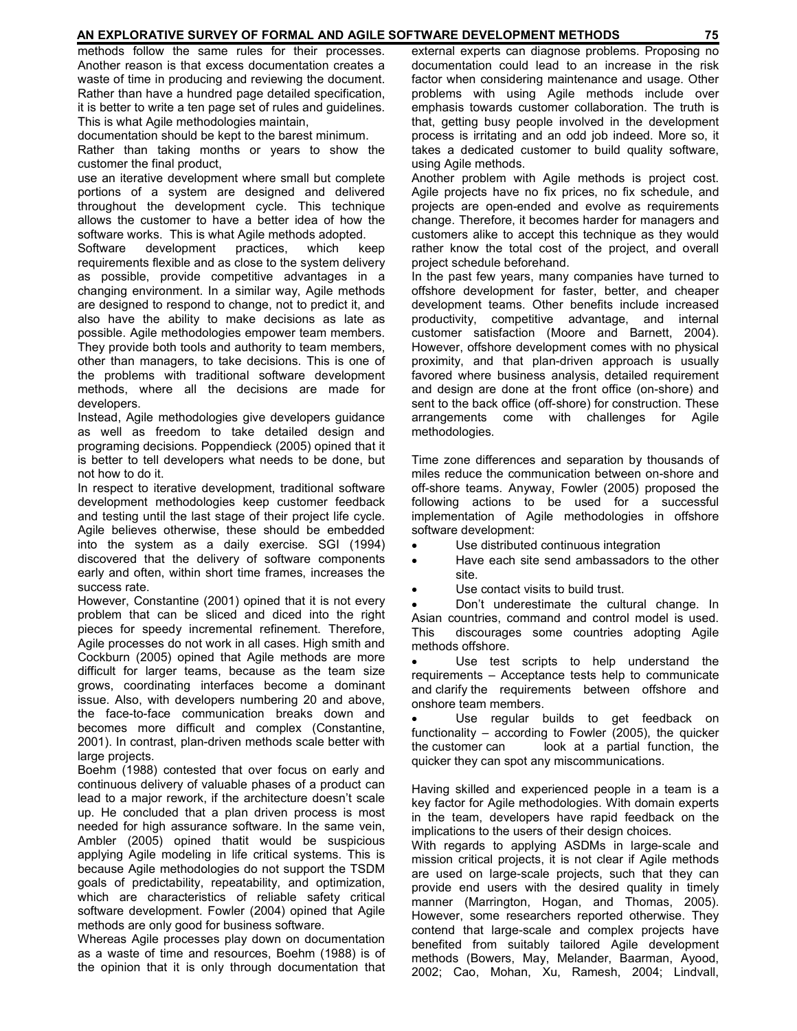methods follow the same rules for their processes. Another reason is that excess documentation creates a waste of time in producing and reviewing the document. Rather than have a hundred page detailed specification, it is better to write a ten page set of rules and guidelines. This is what Agile methodologies maintain, documentation should be kept to the barest minimum.

Rather than taking months or years to show the customer the final product, use an iterative development where small but complete portions of a system are designed and delivered throughout the development cycle. This technique allows the customer to have a better idea of how the software works. This is what Agile methods adopted.

Software development practices, which keep requirements flexible and as close to the system delivery as possible, provide competitive advantages in a changing environment. In a similar way, Agile methods are designed to respond to change, not to predict it, and also have the ability to make decisions as late as possible. Agile methodologies empower team members. They provide both tools and authority to team members, other than managers, to take decisions. This is one of the problems with traditional software development methods, where all the decisions are made for developers.

Instead, Agile methodologies give developers guidance as well as freedom to take detailed design and programing decisions. Poppendieck (2005) opined that it is better to tell developers what needs to be done, but not how to do it.

In respect to iterative development, traditional software development methodologies keep customer feedback and testing until the last stage of their project life cycle. Agile believes otherwise, these should be embedded into the system as a daily exercise. SGI (1994) discovered that the delivery of software components early and often, within short time frames, increases the success rate.

However, Constantine (2001) opined that it is not every problem that can be sliced and diced into the right pieces for speedy incremental refinement. Therefore, Agile processes do not work in all cases. High smith and Cockburn (2005) opined that Agile methods are more difficult for larger teams, because as the team size grows, coordinating interfaces become a dominant issue. Also, with developers numbering 20 and above, the face-to-face communication breaks down and becomes more difficult and complex (Constantine, 2001). In contrast, plan-driven methods scale better with large projects.

Boehm (1988) contested that over focus on early and continuous delivery of valuable phases of a product can lead to a major rework, if the architecture doesn't scale up. He concluded that a plan driven process is most needed for high assurance software. In the same vein, Ambler (2005) opined thatit would be suspicious applying Agile modeling in life critical systems. This is because Agile methodologies do not support the TSDM goals of predictability, repeatability, and optimization, which are characteristics of reliable safety critical software development. Fowler (2004) opined that Agile methods are only good for business software.

Whereas Agile processes play down on documentation as a waste of time and resources, Boehm (1988) is of the opinion that it is only through documentation that external experts can diagnose problems. Proposing no documentation could lead to an increase in the risk factor when considering maintenance and usage. Other problems with using Agile methods include over emphasis towards customer collaboration. The truth is that, getting busy people involved in the development process is irritating and an odd job indeed. More so, it takes a dedicated customer to build quality software, using Agile methods.

Another problem with Agile methods is project cost. Agile projects have no fix prices, no fix schedule, and projects are open-ended and evolve as requirements change. Therefore, it becomes harder for managers and customers alike to accept this technique as they would rather know the total cost of the project, and overall project schedule beforehand.

In the past few years, many companies have turned to offshore development for faster, better, and cheaper development teams. Other benefits include increased productivity, competitive advantage, and internal customer satisfaction (Moore and Barnett, 2004). However, offshore development comes with no physical proximity, and that plan-driven approach is usually favored where business analysis, detailed requirement and design are done at the front office (on-shore) and sent to the back office (off-shore) for construction. These arrangements come with challenges for Agile methodologies.

Time zone differences and separation by thousands of miles reduce the communication between on-shore and off-shore teams. Anyway, Fowler (2005) proposed the following actions to be used for a successful implementation of Agile methodologies in offshore software development:

- Use distributed continuous integration
- Have each site send ambassadors to the other site.
- Use contact visits to build trust.
- Don't underestimate the cultural change. In Asian countries, command and control model is used. This discourages some countries adopting Agile methods offshore.
- Use test scripts to help understand the requirements – Acceptance tests help to communicate and clarify the requirements between offshore and onshore team members.
- Use regular builds to get feedback on functionality – according to Fowler (2005), the quicker the customer can look at a partial function, the quicker they can spot any miscommunications.

Having skilled and experienced people in a team is a key factor for Agile methodologies. With domain experts in the team, developers have rapid feedback on the implications to the users of their design choices.

With regards to applying ASDMs in large-scale and mission critical projects, it is not clear if Agile methods are used on large-scale projects, such that they can provide end users with the desired quality in timely manner (Marrington, Hogan, and Thomas, 2005). However, some researchers reported otherwise. They contend that large-scale and complex projects have benefited from suitably tailored Agile development methods (Bowers, May, Melander, Baarman, Ayood, 2002; Cao, Mohan, Xu, Ramesh, 2004; Lindvall,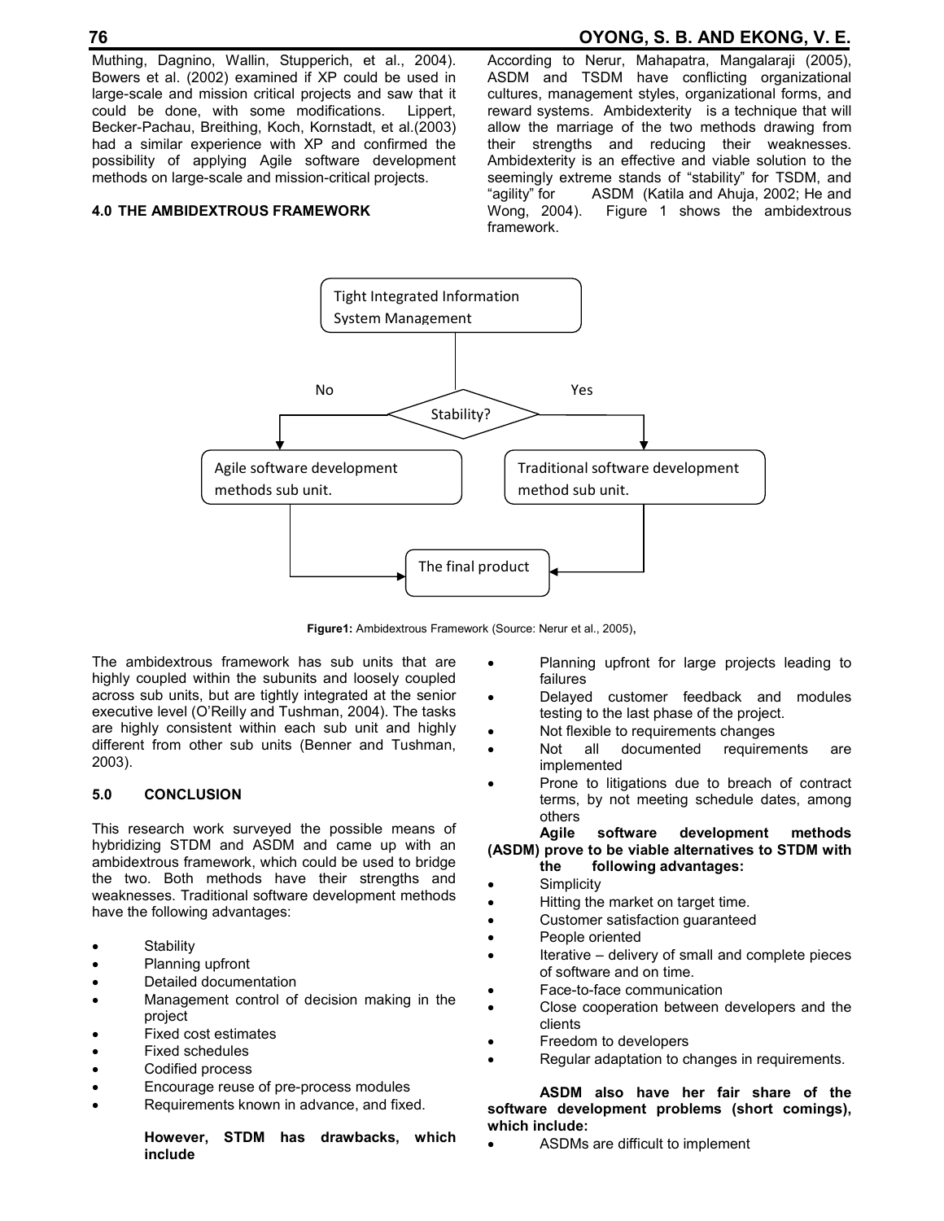Muthing, Dagnino, Wallin, Stupperich, et al., 2004). Bowers et al. (2002) examined if XP could be used in large-scale and mission critical projects and saw that it could be done, with some modifications. Lippert, Becker-Pachau, Breithing, Koch, Kornstadt, et al.(2003) had a similar experience with XP and confirmed the possibility of applying Agile software development methods on large-scale and mission-critical projects.

## 4.0 THE AMBIDEXTROUS FRAMEWORK

According to Nerur, Mahapatra, Mangalaraji (2005), ASDM and TSDM have conflicting organizational cultures, management styles, organizational forms, and reward systems. Ambidexterity is a technique that will allow the marriage of the two methods drawing from their strengths and reducing their weaknesses. Ambidexterity is an effective and viable solution to the seemingly extreme stands of "stability" for TSDM, and "agility" for ASDM (Katila and Ahuja, 2002; He and Wong, 2004). Figure 1 shows the ambidextrous framework.

Tight Integrated Information System Management

Stability? — No → Agile software development methods sub unit. — Yes → Traditional software development method sub unit.

The final product

**Figure1:** Ambidextrous Framework (Source: Nerur et al., 2005),

The ambidextrous framework has sub units that are highly coupled within the subunits and loosely coupled across sub units, but are tightly integrated at the senior executive level (O'Reilly and Tushman, 2004). The tasks are highly consistent within each sub unit and highly different from other sub units (Benner and Tushman, 2003).

## 5.0 CONCLUSION

This research work surveyed the possible means of hybridizing STDM and ASDM and came up with an ambidextrous framework, which could be used to bridge the two. Both methods have their strengths and weaknesses. Traditional software development methods have the following advantages:

- Stability
- Planning upfront
- Detailed documentation
- Management control of decision making in the project
- Fixed cost estimates
- Fixed schedules
- Codified process
- Encourage reuse of pre-process modules
- Requirements known in advance, and fixed.

**However, STDM has drawbacks, which include**

- Planning upfront for large projects leading to failures
- Delayed customer feedback and modules testing to the last phase of the project.
- Not flexible to requirements changes
- Not all documented requirements are implemented
- Prone to litigations due to breach of contract terms, by not meeting schedule dates, among others

**Agile software development methods (ASDM) prove to be viable alternatives to STDM with the following advantages:**

- Simplicity
- Hitting the market on target time.
- Customer satisfaction guaranteed
- People oriented
- Iterative – delivery of small and complete pieces of software and on time.
- Face-to-face communication
- Close cooperation between developers and the clients
- Freedom to developers
- Regular adaptation to changes in requirements.

**ASDM also have her fair share of the software development problems (short comings), which include:**

- ASDMs are difficult to implement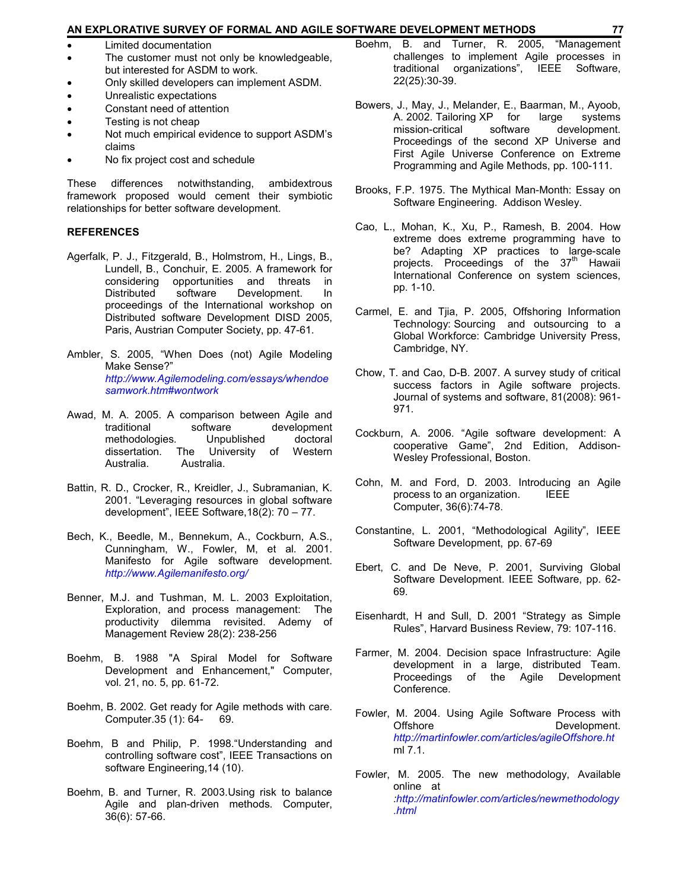- Limited documentation
- The customer must not only be knowledgeable, but interested for ASDM to work.
- Only skilled developers can implement ASDM.
- Unrealistic expectations
- Constant need of attention
- Testing is not cheap
- Not much empirical evidence to support ASDM's claims
- No fix project cost and schedule

These differences notwithstanding, ambidextrous framework proposed would cement their symbiotic relationships for better software development.

## REFERENCES

Agerfalk, P. J., Fitzgerald, B., Holmstrom, H., Lings, B., Lundell, B., Conchuir, E. 2005. A framework for considering opportunities and threats in Distributed software Development. In proceedings of the International workshop on Distributed software Development DISD 2005, Paris, Austrian Computer Society, pp. 47-61.

Ambler, S. 2005, "When Does (not) Agile Modeling Make Sense?" *http://www.Agilemodeling.com/essays/whendoesamwork.htm#wontwork*

Awad, M. A. 2005. A comparison between Agile and traditional software development methodologies. Unpublished doctoral dissertation. The University of Western Australia. Australia.

Battin, R. D., Crocker, R., Kreidler, J., Subramanian, K. 2001. "Leveraging resources in global software development", IEEE Software,18(2): 70 – 77.

Bech, K., Beedle, M., Bennekum, A., Cockburn, A.S., Cunningham, W., Fowler, M, et al. 2001. Manifesto for Agile software development. *http://www.Agilemanifesto.org/*

Benner, M.J. and Tushman, M. L. 2003 Exploitation, Exploration, and process management: The productivity dilemma revisited. Ademy of Management Review 28(2): 238-256

Boehm, B. 1988 "A Spiral Model for Software Development and Enhancement," Computer, vol. 21, no. 5, pp. 61-72.

Boehm, B. 2002. Get ready for Agile methods with care. Computer.35 (1): 64- 69.

Boehm, B and Philip, P. 1998."Understanding and controlling software cost", IEEE Transactions on software Engineering,14 (10).

Boehm, B. and Turner, R. 2003.Using risk to balance Agile and plan-driven methods. Computer, 36(6): 57-66.

Boehm, B. and Turner, R. 2005, "Management challenges to implement Agile processes in traditional organizations", IEEE Software, 22(25):30-39.

Bowers, J., May, J., Melander, E., Baarman, M., Ayoob, A. 2002. Tailoring XP for large systems mission-critical software development. Proceedings of the second XP Universe and First Agile Universe Conference on Extreme Programming and Agile Methods, pp. 100-111.

Brooks, F.P. 1975. The Mythical Man-Month: Essay on Software Engineering. Addison Wesley.

Cao, L., Mohan, K., Xu, P., Ramesh, B. 2004. How extreme does extreme programming have to be? Adapting XP practices to large-scale projects. Proceedings of the 37th Hawaii International Conference on system sciences, pp. 1-10.

Carmel, E. and Tjia, P. 2005, Offshoring Information Technology: Sourcing and outsourcing to a Global Workforce: Cambridge University Press, Cambridge, NY.

Chow, T. and Cao, D-B. 2007. A survey study of critical success factors in Agile software projects. Journal of systems and software, 81(2008): 961-971.

Cockburn, A. 2006. "Agile software development: A cooperative Game", 2nd Edition, Addison-Wesley Professional, Boston.

Cohn, M. and Ford, D. 2003. Introducing an Agile process to an organization. IEEE Computer, 36(6):74-78.

Constantine, L. 2001, "Methodological Agility", IEEE Software Development, pp. 67-69

Ebert, C. and De Neve, P. 2001, Surviving Global Software Development. IEEE Software, pp. 62-69.

Eisenhardt, H and Sull, D. 2001 "Strategy as Simple Rules", Harvard Business Review, 79: 107-116.

Farmer, M. 2004. Decision space Infrastructure: Agile development in a large, distributed Team. Proceedings of the Agile Development Conference.

Fowler, M. 2004. Using Agile Software Process with Offshore Development. *http://martinfowler.com/articles/agileOffshore.ht* ml 7.1.

Fowler, M. 2005. The new methodology, Available online at :*http://matinfowler.com/articles/newmethodology.html*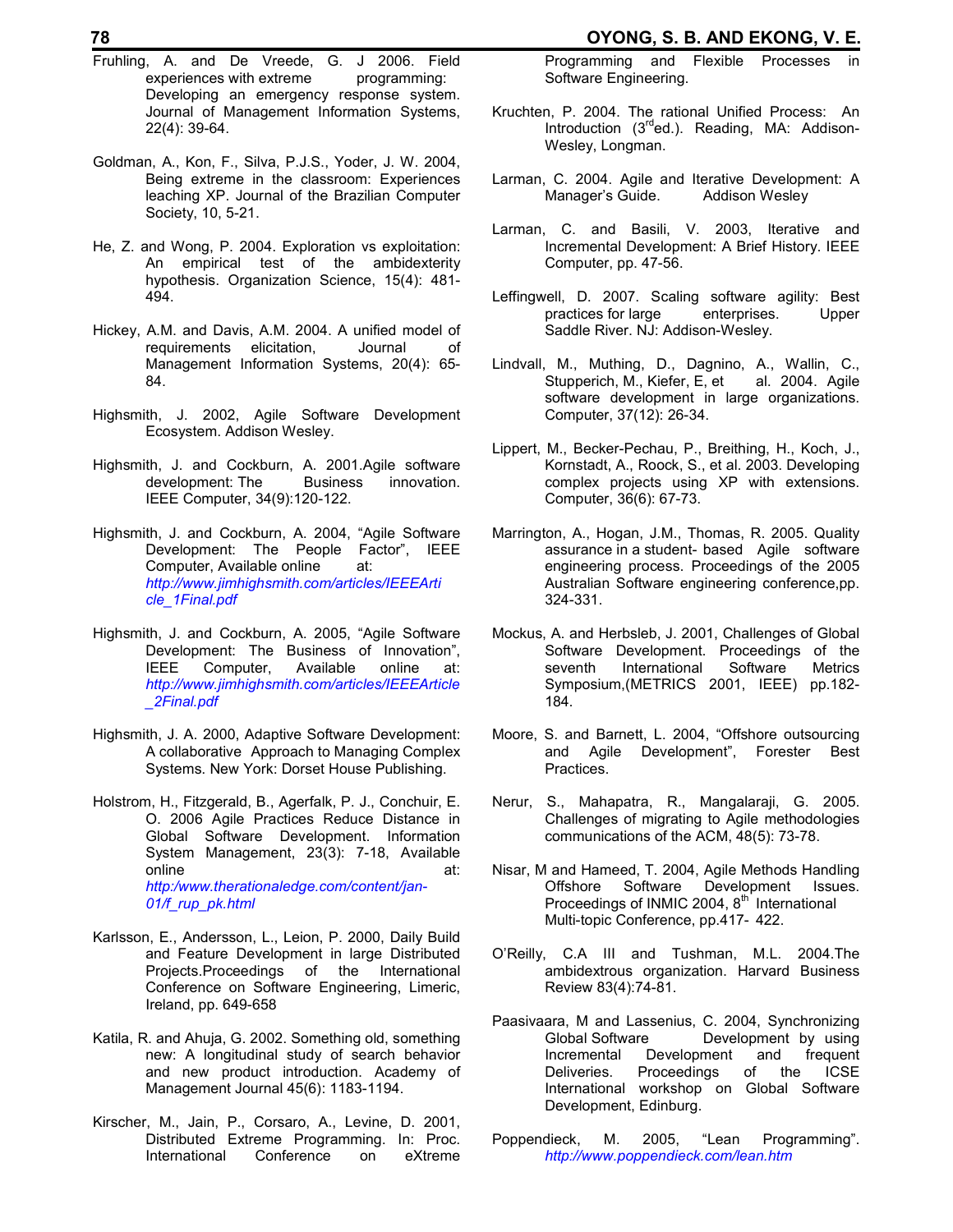Fruhling, A. and De Vreede, G. J 2006. Field experiences with extreme programming: Developing an emergency response system. Journal of Management Information Systems, 22(4): 39-64.

Goldman, A., Kon, F., Silva, P.J.S., Yoder, J. W. 2004, Being extreme in the classroom: Experiences leaching XP. Journal of the Brazilian Computer Society, 10, 5-21.

He, Z. and Wong, P. 2004. Exploration vs exploitation: An empirical test of the ambidexterity hypothesis. Organization Science, 15(4): 481-494.

Hickey, A.M. and Davis, A.M. 2004. A unified model of requirements elicitation, Journal of Management Information Systems, 20(4): 65-84.

Highsmith, J. 2002, Agile Software Development Ecosystem. Addison Wesley.

Highsmith, J. and Cockburn, A. 2001.Agile software development: The Business innovation. IEEE Computer, 34(9):120-122.

Highsmith, J. and Cockburn, A. 2004, "Agile Software Development: The People Factor", IEEE Computer, Available online at: *http://www.jimhighsmith.com/articles/IEEEArticle_1Final.pdf*

Highsmith, J. and Cockburn, A. 2005, "Agile Software Development: The Business of Innovation", IEEE Computer, Available online at: *http://www.jimhighsmith.com/articles/IEEEArticle_2Final.pdf*

Highsmith, J. A. 2000, Adaptive Software Development: A collaborative Approach to Managing Complex Systems. New York: Dorset House Publishing.

Holstrom, H., Fitzgerald, B., Agerfalk, P. J., Conchuir, E. O. 2006 Agile Practices Reduce Distance in Global Software Development. Information System Management, 23(3): 7-18, Available online at: *http:/www.therationaledge.com/content/jan-01/f_rup_pk.html*

Karlsson, E., Andersson, L., Leion, P. 2000, Daily Build and Feature Development in large Distributed Projects.Proceedings of the International Conference on Software Engineering, Limeric, Ireland, pp. 649-658

Katila, R. and Ahuja, G. 2002. Something old, something new: A longitudinal study of search behavior and new product introduction. Academy of Management Journal 45(6): 1183-1194.

Kircher, M., Jain, P., Corsaro, A., Levine, D. 2001, Distributed Extreme Programming. In: Proc. International Conference on eXtreme Programming and Flexible Processes in Software Engineering.

Kruchten, P. 2004. The rational Unified Process: An Introduction (3rd ed.). Reading, MA: Addison-Wesley, Longman.

Larman, C. 2004. Agile and Iterative Development: A Manager's Guide. Addison Wesley

Larman, C. and Basili, V. 2003, Iterative and Incremental Development: A Brief History. IEEE Computer, pp. 47-56.

Leffingwell, D. 2007. Scaling software agility: Best practices for large enterprises. Upper Saddle River. NJ: Addison-Wesley.

Lindvall, M., Muthing, D., Dagnino, A., Wallin, C., Stupperich, M., Kiefer, E, et al. 2004. Agile software development in large organizations. Computer, 37(12): 26-34.

Lippert, M., Becker-Pechau, P., Breithing, H., Koch, J., Kornstadt, A., Roock, S., et al. 2003. Developing complex projects using XP with extensions. Computer, 36(6): 67-73.

Marrington, A., Hogan, J.M., Thomas, R. 2005. Quality assurance in a student- based Agile software engineering process. Proceedings of the 2005 Australian Software engineering conference,pp. 324-331.

Mockus, A. and Herbsleb, J. 2001, Challenges of Global Software Development. Proceedings of the seventh International Software Metrics Symposium,(METRICS 2001, IEEE) pp.182-184.

Moore, S. and Barnett, L. 2004, "Offshore outsourcing and Agile Development", Forester Best Practices.

Nerur, S., Mahapatra, R., Mangalaraji, G. 2005. Challenges of migrating to Agile methodologies communications of the ACM, 48(5): 73-78.

Nisar, M and Hameed, T. 2004, Agile Methods Handling Offshore Software Development Issues. Proceedings of INMIC 2004, 8th International Multi-topic Conference, pp.417- 422.

O'Reilly, C.A III and Tushman, M.L. 2004.The ambidextrous organization. Harvard Business Review 83(4):74-81.

Paasivaara, M and Lassenius, C. 2004, Synchronizing Global Software Development by using Incremental Development and frequent Deliveries. Proceedings of the ICSE International workshop on Global Software Development, Edinburg.

Poppendieck, M. 2005, "Lean Programming". *http://www.poppendieck.com/lean.htm*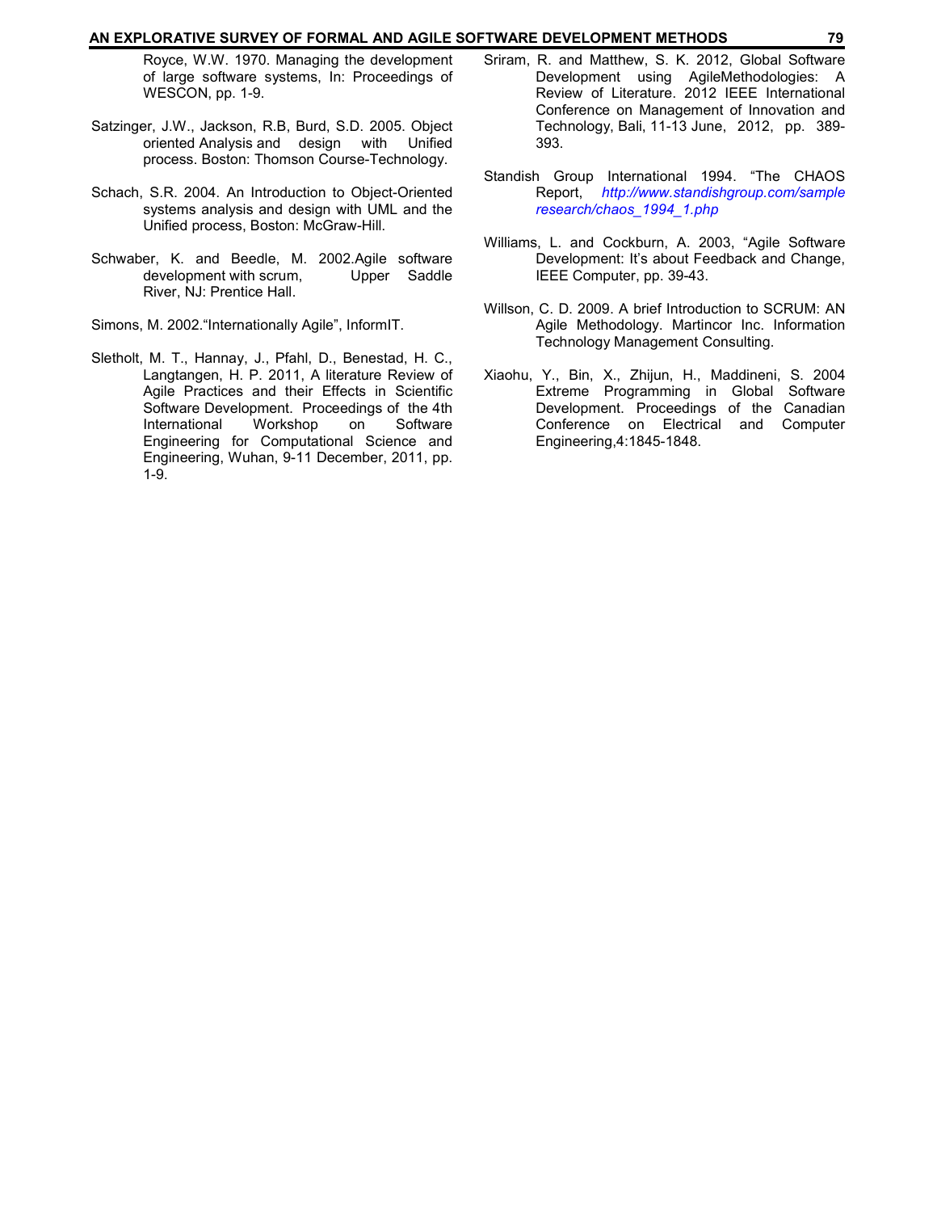Royce, W.W. 1970. Managing the development of large software systems, In: Proceedings of WESCON, pp. 1-9.

Satzinger, J.W., Jackson, R.B, Burd, S.D. 2005. Object oriented Analysis and design with Unified process. Boston: Thomson Course-Technology.

Schach, S.R. 2004. An Introduction to Object-Oriented systems analysis and design with UML and the Unified process, Boston: McGraw-Hill.

Schwaber, K. and Beedle, M. 2002.Agile software development with scrum, Upper Saddle River, NJ: Prentice Hall.

Simons, M. 2002."Internationally Agile", InformIT.

Sletholt, M. T., Hannay, J., Pfahl, D., Benestad, H. C., Langtangen, H. P. 2011, A literature Review of Agile Practices and their Effects in Scientific Software Development. Proceedings of the 4th International Workshop on Software Engineering for Computational Science and Engineering, Wuhan, 9-11 December, 2011, pp. 1-9.

Sriram, R. and Matthew, S. K. 2012, Global Software Development using AgileMethodologies: A Review of Literature. 2012 IEEE International Conference on Management of Innovation and Technology, Bali, 11-13 June, 2012, pp. 389-393.

Standish Group International 1994. "The CHAOS Report, *http://www.standishgroup.com/sample research/chaos_1994_1.php*

Williams, L. and Cockburn, A. 2003, "Agile Software Development: It's about Feedback and Change, IEEE Computer, pp. 39-43.

Willson, C. D. 2009. A brief Introduction to SCRUM: AN Agile Methodology. Martincor Inc. Information Technology Management Consulting.

Xiaohu, Y., Bin, X., Zhijun, H., Maddineni, S. 2004 Extreme Programming in Global Software Development. Proceedings of the Canadian Conference on Electrical and Computer Engineering,4:1845-1848.